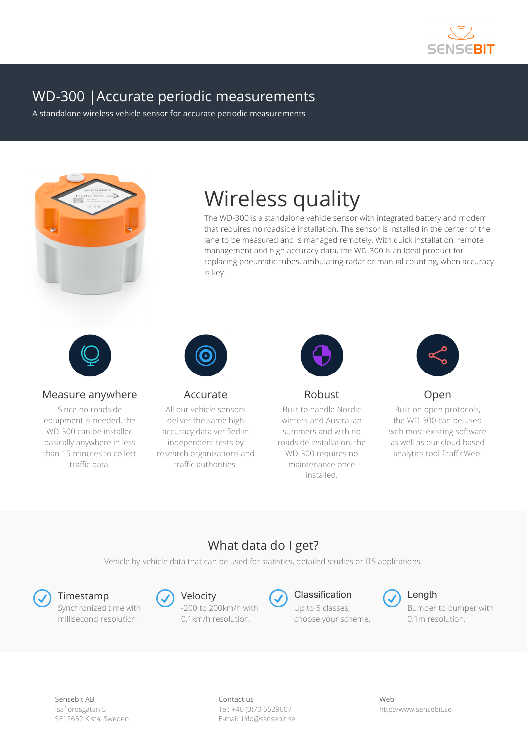SENSEBIT

# WD-300 |Accurate periodic measurements

A standalone wireless vehicle sensor for accurate periodic measurements

## Wireless quality

The WD-300 is a standalone vehicle sensor with integrated battery and modem that requires no roadside installation. The sensor is installed in the center of the lane to be measured and is managed remotely. With quick installation, remote management and high accuracy data, the WD-300 is an ideal product for replacing pneumatic tubes, ambulating radar or manual counting, when accuracy is key.

### Measure anywhere

Since no roadside equipment is needed, the WD-300 can be installed basically anywhere in less than 15 minutes to collect traffic data.

### Accurate

All our vehicle sensors deliver the same high accuracy data verified in independent tests by research organizations and traffic authorities.

### Robust

Built to handle Nordic winters and Australian summers and with no roadside installation, the WD-300 requires no maintenance once installed.

### Open

Built on open protocols, the WD-300 can be used with most existing software as well as our cloud based analytics tool TrafficWeb.

## What data do I get?

Vehicle-by-vehicle data that can be used for statistics, detailed studies or ITS applications.

**Timestamp**
Synchronized time with millisecond resolution.

**Velocity**
-200 to 200km/h with 0.1km/h resolution.

**Classification**
Up to 5 classes, choose your scheme.

**Length**
Bumper to bumper with 0.1m resolution.

Sensebit AB
Isafjordsgatan 5
SE12652 Kista, Sweden

Contact us
Tel: +46 (0)70-5529607
E-mail: info@sensebit.se

Web
http://www.sensebit.se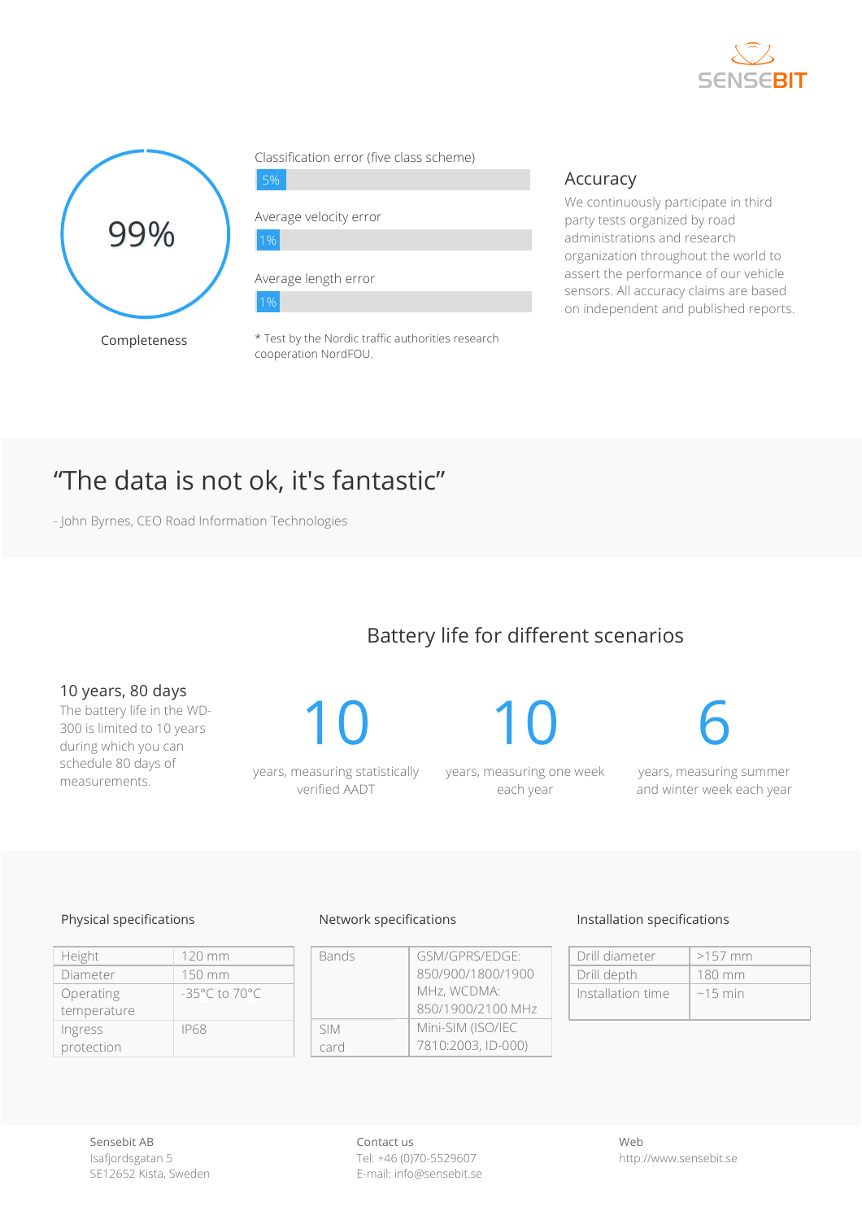99%

Completeness

Classification error (five class scheme)

5%

Average velocity error

1%

Average length error

1%

* Test by the Nordic traffic authorities research cooperation NordFOU.

## Accuracy

We continuously participate in third party tests organized by road administrations and research organization throughout the world to assert the performance of our vehicle sensors. All accuracy claims are based on independent and published reports.

## “The data is not ok, it's fantastic”

- John Byrnes, CEO Road Information Technologies

## Battery life for different scenarios

### 10 years, 80 days

The battery life in the WD-300 is limited to 10 years during which you can schedule 80 days of measurements.

**10**

years, measuring statistically verified AADT

**10**

years, measuring one week each year

**6**

years, measuring summer and winter week each year

### Physical specifications

| | |
|---|---|
| Height | 120 mm |
| Diameter | 150 mm |
| Operating temperature | -35°C to 70°C |
| Ingress protection | IP68 |

### Network specifications

| | |
|---|---|
| Bands | GSM/GPRS/EDGE: 850/900/1800/1900 MHz, WCDMA: 850/1900/2100 MHz |
| SIM card | Mini-SIM (ISO/IEC 7810:2003, ID-000) |

### Installation specifications

| | |
|---|---|
| Drill diameter | >157 mm |
| Drill depth | 180 mm |
| Installation time | ~15 min |

Sensebit AB
Isafjordsgatan 5
SE12652 Kista, Sweden

Contact us
Tel: +46 (0)70-5529607
E-mail: info@sensebit.se

Web
http://www.sensebit.se